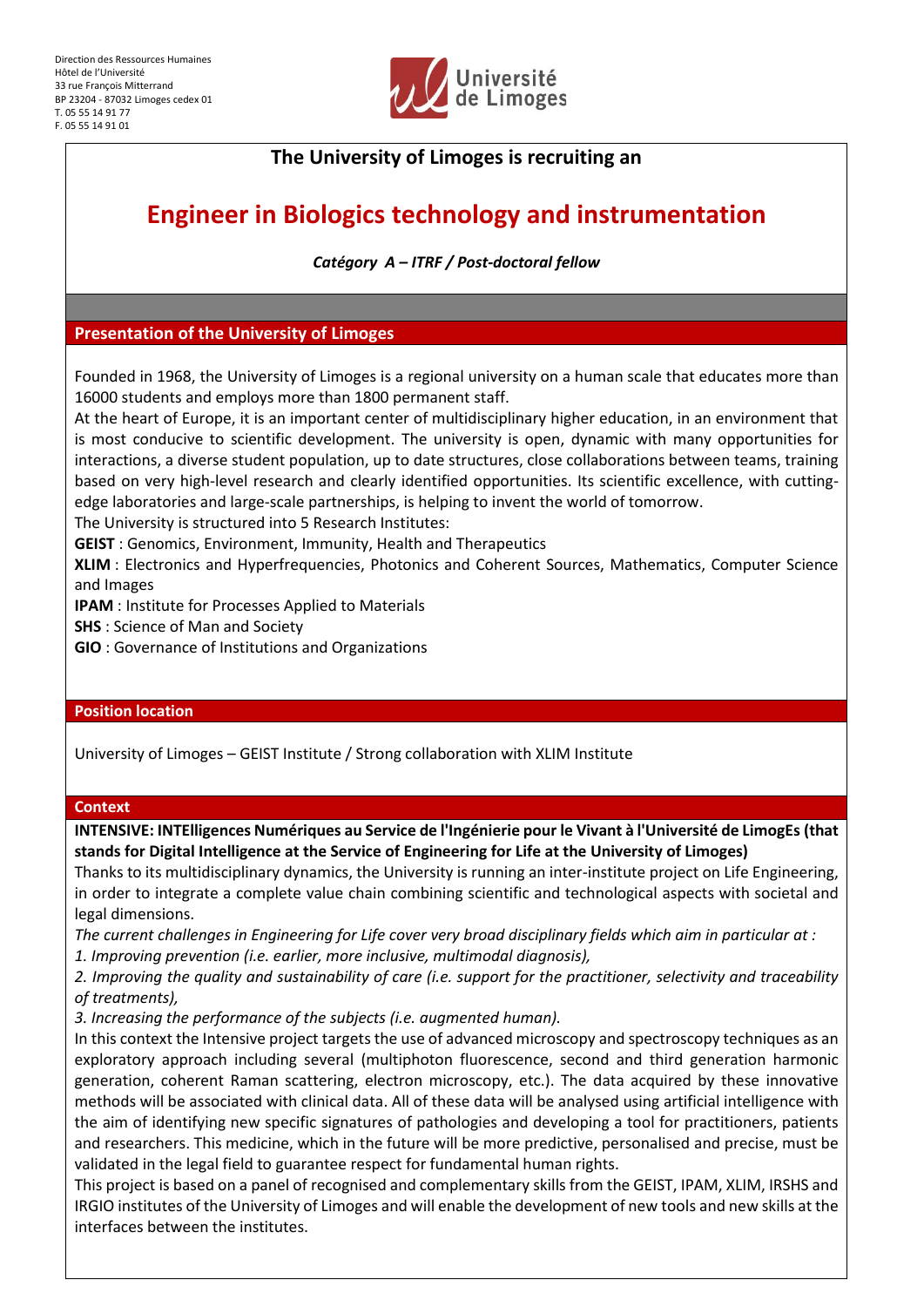Direction des Ressources Humaines
Hôtel de l'Université
33 rue François Mitterrand
BP 23204 - 87032 Limoges cedex 01
T. 05 55 14 91 77
F. 05 55 14 91 01

**The University of Limoges is recruiting an**

# Engineer in Biologics technology and instrumentation

***Catégory A – ITRF / Post-doctoral fellow***

## Presentation of the University of Limoges

Founded in 1968, the University of Limoges is a regional university on a human scale that educates more than 16000 students and employs more than 1800 permanent staff.
At the heart of Europe, it is an important center of multidisciplinary higher education, in an environment that is most conducive to scientific development. The university is open, dynamic with many opportunities for interactions, a diverse student population, up to date structures, close collaborations between teams, training based on very high-level research and clearly identified opportunities. Its scientific excellence, with cutting-edge laboratories and large-scale partnerships, is helping to invent the world of tomorrow.
The University is structured into 5 Research Institutes:
**GEIST** : Genomics, Environment, Immunity, Health and Therapeutics
**XLIM** : Electronics and Hyperfrequencies, Photonics and Coherent Sources, Mathematics, Computer Science and Images
**IPAM** : Institute for Processes Applied to Materials
**SHS** : Science of Man and Society
**GIO** : Governance of Institutions and Organizations

## Position location

University of Limoges – GEIST Institute / Strong collaboration with XLIM Institute

## Context

**INTENSIVE: INTElligences Numériques au Service de l'Ingénierie pour le Vivant à l'Université de LimogEs (that stands for Digital Intelligence at the Service of Engineering for Life at the University of Limoges)**
Thanks to its multidisciplinary dynamics, the University is running an inter-institute project on Life Engineering, in order to integrate a complete value chain combining scientific and technological aspects with societal and legal dimensions.
*The current challenges in Engineering for Life cover very broad disciplinary fields which aim in particular at :*
*1. Improving prevention (i.e. earlier, more inclusive, multimodal diagnosis),*
*2. Improving the quality and sustainability of care (i.e. support for the practitioner, selectivity and traceability of treatments),*
*3. Increasing the performance of the subjects (i.e. augmented human).*
In this context the Intensive project targets the use of advanced microscopy and spectroscopy techniques as an exploratory approach including several (multiphoton fluorescence, second and third generation harmonic generation, coherent Raman scattering, electron microscopy, etc.). The data acquired by these innovative methods will be associated with clinical data. All of these data will be analysed using artificial intelligence with the aim of identifying new specific signatures of pathologies and developing a tool for practitioners, patients and researchers. This medicine, which in the future will be more predictive, personalised and precise, must be validated in the legal field to guarantee respect for fundamental human rights.
This project is based on a panel of recognised and complementary skills from the GEIST, IPAM, XLIM, IRSHS and IRGIO institutes of the University of Limoges and will enable the development of new tools and new skills at the interfaces between the institutes.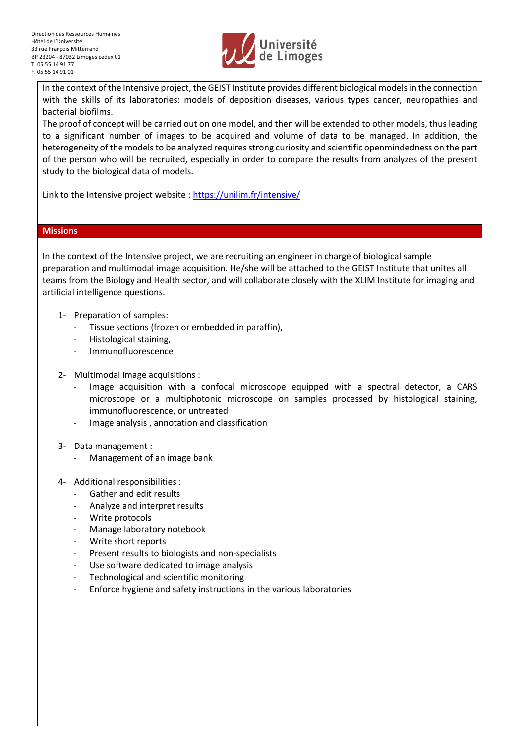In the context of the Intensive project, the GEIST Institute provides different biological models in the connection with the skills of its laboratories: models of deposition diseases, various types cancer, neuropathies and bacterial biofilms.

The proof of concept will be carried out on one model, and then will be extended to other models, thus leading to a significant number of images to be acquired and volume of data to be managed. In addition, the heterogeneity of the models to be analyzed requires strong curiosity and scientific openmindedness on the part of the person who will be recruited, especially in order to compare the results from analyzes of the present study to the biological data of models.

Link to the Intensive project website : https://unilim.fr/intensive/

## Missions

In the context of the Intensive project, we are recruiting an engineer in charge of biological sample preparation and multimodal image acquisition. He/she will be attached to the GEIST Institute that unites all teams from the Biology and Health sector, and will collaborate closely with the XLIM Institute for imaging and artificial intelligence questions.

1- Preparation of samples:
   - Tissue sections (frozen or embedded in paraffin),
   - Histological staining,
   - Immunofluorescence

2- Multimodal image acquisitions :
   - Image acquisition with a confocal microscope equipped with a spectral detector, a CARS microscope or a multiphotonic microscope on samples processed by histological staining, immunofluorescence, or untreated
   - Image analysis , annotation and classification

3- Data management :
   - Management of an image bank

4- Additional responsibilities :
   - Gather and edit results
   - Analyze and interpret results
   - Write protocols
   - Manage laboratory notebook
   - Write short reports
   - Present results to biologists and non-specialists
   - Use software dedicated to image analysis
   - Technological and scientific monitoring
   - Enforce hygiene and safety instructions in the various laboratories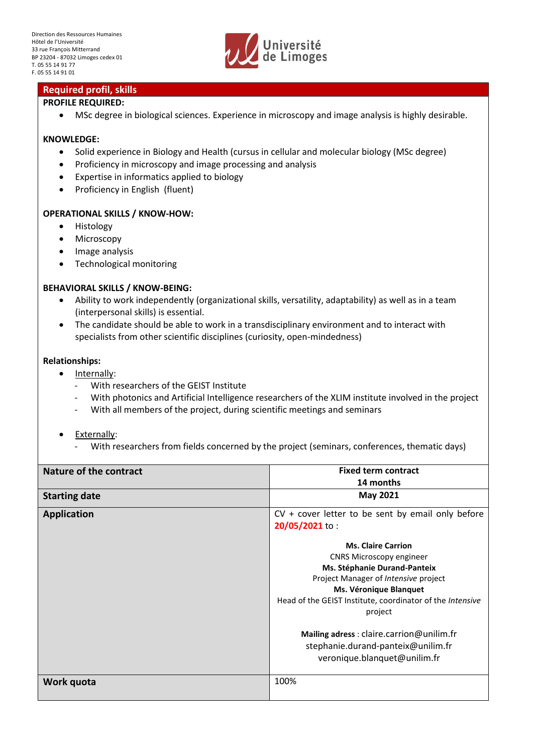Direction des Ressources Humaines
Hôtel de l'Université
33 rue François Mitterrand
BP 23204 - 87032 Limoges cedex 01
T. 05 55 14 91 77
F. 05 55 14 91 01

Université de Limoges

## Required profil, skills

**PROFILE REQUIRED:**

- MSc degree in biological sciences. Experience in microscopy and image analysis is highly desirable.

**KNOWLEDGE:**

- Solid experience in Biology and Health (cursus in cellular and molecular biology (MSc degree)
- Proficiency in microscopy and image processing and analysis
- Expertise in informatics applied to biology
- Proficiency in English (fluent)

**OPERATIONAL SKILLS / KNOW-HOW:**

- Histology
- Microscopy
- Image analysis
- Technological monitoring

**BEHAVIORAL SKILLS / KNOW-BEING:**

- Ability to work independently (organizational skills, versatility, adaptability) as well as in a team (interpersonal skills) is essential.
- The candidate should be able to work in a transdisciplinary environment and to interact with specialists from other scientific disciplines (curiosity, open-mindedness)

**Relationships:**

- Internally:
  - With researchers of the GEIST Institute
  - With photonics and Artificial Intelligence researchers of the XLIM institute involved in the project
  - With all members of the project, during scientific meetings and seminars

- Externally:
  - With researchers from fields concerned by the project (seminars, conferences, thematic days)

| | |
|---|---|
| **Nature of the contract** | **Fixed term contract**<br>**14 months** |
| **Starting date** | **May 2021** |
| **Application** | CV + cover letter to be sent by email only before **20/05/2021** to :<br><br>**Ms. Claire Carrion**<br>CNRS Microscopy engineer<br>**Ms. Stéphanie Durand-Panteix**<br>Project Manager of *Intensive* project<br>**Ms. Véronique Blanquet**<br>Head of the GEIST Institute, coordinator of the *Intensive* project<br><br>**Mailing adress** : claire.carrion@unilim.fr<br>stephanie.durand-panteix@unilim.fr<br>veronique.blanquet@unilim.fr |
| **Work quota** | 100% |